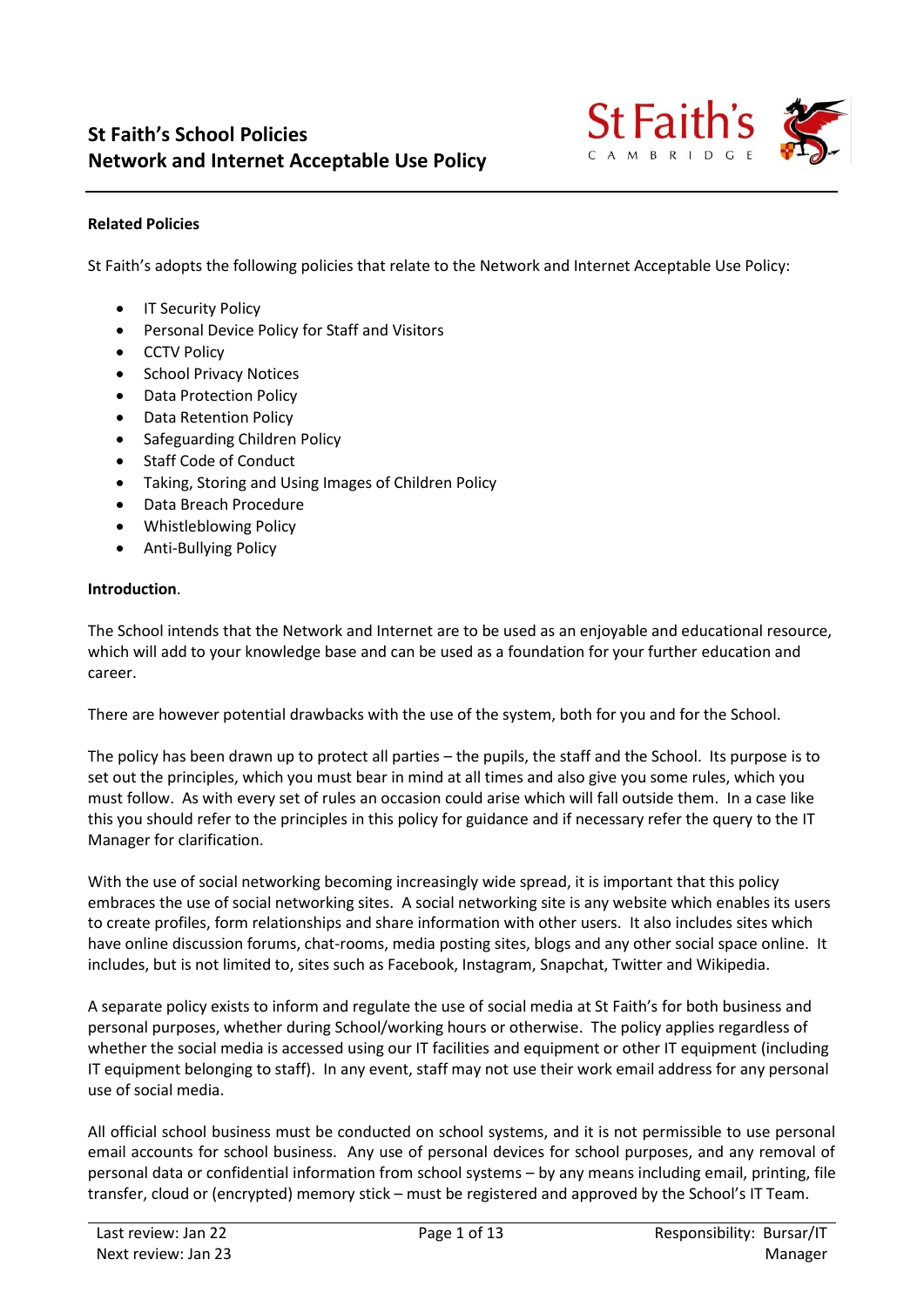# St Faith's School Policies
# Network and Internet Acceptable Use Policy

**Related Policies**

St Faith's adopts the following policies that relate to the Network and Internet Acceptable Use Policy:

- IT Security Policy
- Personal Device Policy for Staff and Visitors
- CCTV Policy
- School Privacy Notices
- Data Protection Policy
- Data Retention Policy
- Safeguarding Children Policy
- Staff Code of Conduct
- Taking, Storing and Using Images of Children Policy
- Data Breach Procedure
- Whistleblowing Policy
- Anti-Bullying Policy

**Introduction**.

The School intends that the Network and Internet are to be used as an enjoyable and educational resource, which will add to your knowledge base and can be used as a foundation for your further education and career.

There are however potential drawbacks with the use of the system, both for you and for the School.

The policy has been drawn up to protect all parties – the pupils, the staff and the School. Its purpose is to set out the principles, which you must bear in mind at all times and also give you some rules, which you must follow. As with every set of rules an occasion could arise which will fall outside them. In a case like this you should refer to the principles in this policy for guidance and if necessary refer the query to the IT Manager for clarification.

With the use of social networking becoming increasingly wide spread, it is important that this policy embraces the use of social networking sites. A social networking site is any website which enables its users to create profiles, form relationships and share information with other users. It also includes sites which have online discussion forums, chat-rooms, media posting sites, blogs and any other social space online. It includes, but is not limited to, sites such as Facebook, Instagram, Snapchat, Twitter and Wikipedia.

A separate policy exists to inform and regulate the use of social media at St Faith's for both business and personal purposes, whether during School/working hours or otherwise. The policy applies regardless of whether the social media is accessed using our IT facilities and equipment or other IT equipment (including IT equipment belonging to staff). In any event, staff may not use their work email address for any personal use of social media.

All official school business must be conducted on school systems, and it is not permissible to use personal email accounts for school business. Any use of personal devices for school purposes, and any removal of personal data or confidential information from school systems – by any means including email, printing, file transfer, cloud or (encrypted) memory stick – must be registered and approved by the School's IT Team.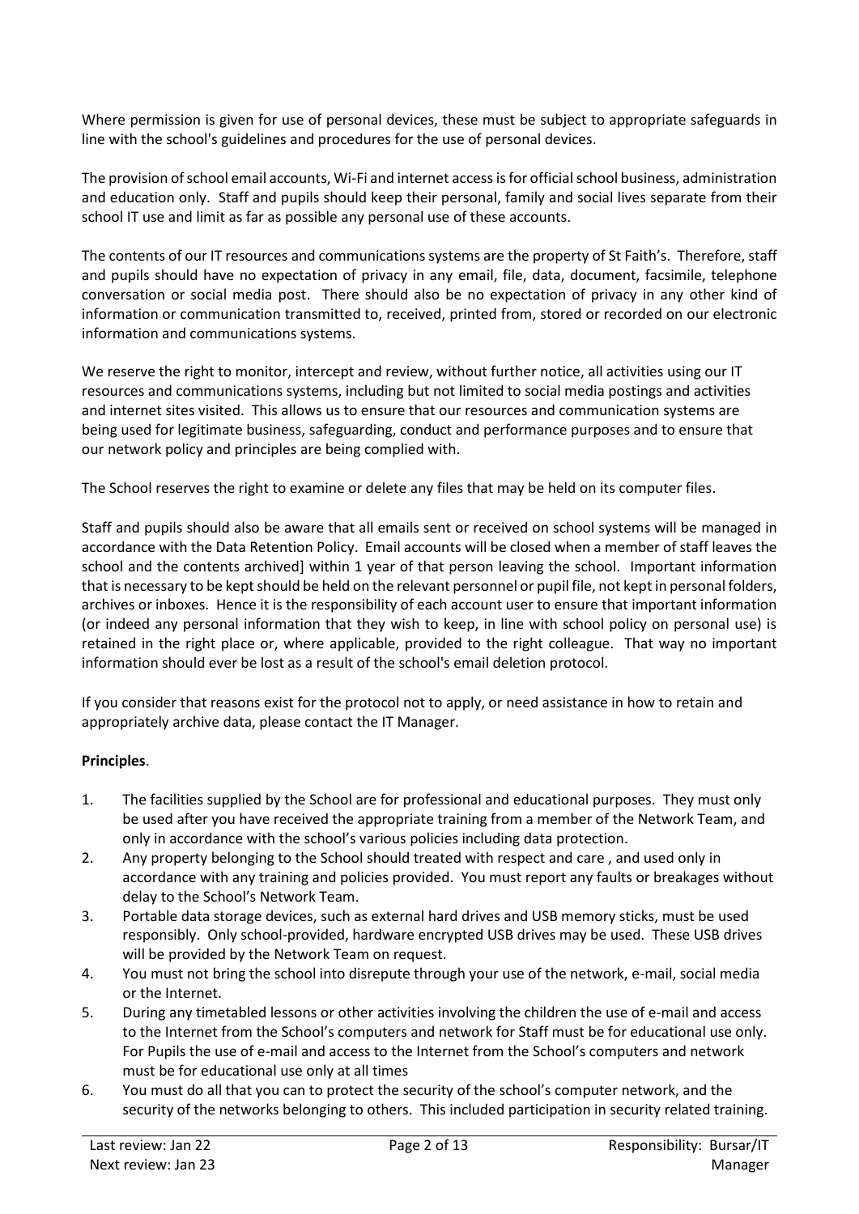Where permission is given for use of personal devices, these must be subject to appropriate safeguards in line with the school's guidelines and procedures for the use of personal devices.

The provision of school email accounts, Wi-Fi and internet access is for official school business, administration and education only. Staff and pupils should keep their personal, family and social lives separate from their school IT use and limit as far as possible any personal use of these accounts.

The contents of our IT resources and communications systems are the property of St Faith's. Therefore, staff and pupils should have no expectation of privacy in any email, file, data, document, facsimile, telephone conversation or social media post. There should also be no expectation of privacy in any other kind of information or communication transmitted to, received, printed from, stored or recorded on our electronic information and communications systems.

We reserve the right to monitor, intercept and review, without further notice, all activities using our IT resources and communications systems, including but not limited to social media postings and activities and internet sites visited. This allows us to ensure that our resources and communication systems are being used for legitimate business, safeguarding, conduct and performance purposes and to ensure that our network policy and principles are being complied with.

The School reserves the right to examine or delete any files that may be held on its computer files.

Staff and pupils should also be aware that all emails sent or received on school systems will be managed in accordance with the Data Retention Policy. Email accounts will be closed when a member of staff leaves the school and the contents archived] within 1 year of that person leaving the school. Important information that is necessary to be kept should be held on the relevant personnel or pupil file, not kept in personal folders, archives or inboxes. Hence it is the responsibility of each account user to ensure that important information (or indeed any personal information that they wish to keep, in line with school policy on personal use) is retained in the right place or, where applicable, provided to the right colleague. That way no important information should ever be lost as a result of the school's email deletion protocol.

If you consider that reasons exist for the protocol not to apply, or need assistance in how to retain and appropriately archive data, please contact the IT Manager.

**Principles**.

1. The facilities supplied by the School are for professional and educational purposes. They must only be used after you have received the appropriate training from a member of the Network Team, and only in accordance with the school's various policies including data protection.
2. Any property belonging to the School should treated with respect and care , and used only in accordance with any training and policies provided. You must report any faults or breakages without delay to the School's Network Team.
3. Portable data storage devices, such as external hard drives and USB memory sticks, must be used responsibly. Only school-provided, hardware encrypted USB drives may be used. These USB drives will be provided by the Network Team on request.
4. You must not bring the school into disrepute through your use of the network, e-mail, social media or the Internet.
5. During any timetabled lessons or other activities involving the children the use of e-mail and access to the Internet from the School's computers and network for Staff must be for educational use only. For Pupils the use of e-mail and access to the Internet from the School's computers and network must be for educational use only at all times
6. You must do all that you can to protect the security of the school's computer network, and the security of the networks belonging to others. This included participation in security related training.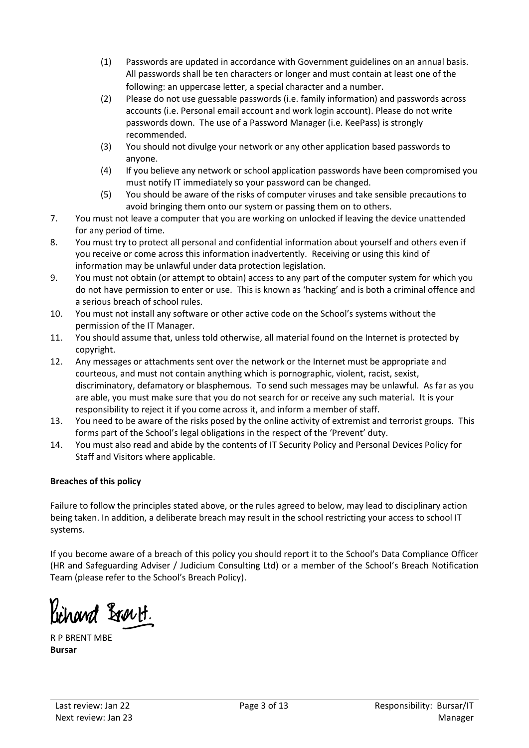(1) Passwords are updated in accordance with Government guidelines on an annual basis. All passwords shall be ten characters or longer and must contain at least one of the following: an uppercase letter, a special character and a number.

(2) Please do not use guessable passwords (i.e. family information) and passwords across accounts (i.e. Personal email account and work login account). Please do not write passwords down. The use of a Password Manager (i.e. KeePass) is strongly recommended.

(3) You should not divulge your network or any other application based passwords to anyone.

(4) If you believe any network or school application passwords have been compromised you must notify IT immediately so your password can be changed.

(5) You should be aware of the risks of computer viruses and take sensible precautions to avoid bringing them onto our system or passing them on to others.

7. You must not leave a computer that you are working on unlocked if leaving the device unattended for any period of time.
8. You must try to protect all personal and confidential information about yourself and others even if you receive or come across this information inadvertently. Receiving or using this kind of information may be unlawful under data protection legislation.
9. You must not obtain (or attempt to obtain) access to any part of the computer system for which you do not have permission to enter or use. This is known as 'hacking' and is both a criminal offence and a serious breach of school rules.
10. You must not install any software or other active code on the School's systems without the permission of the IT Manager.
11. You should assume that, unless told otherwise, all material found on the Internet is protected by copyright.
12. Any messages or attachments sent over the network or the Internet must be appropriate and courteous, and must not contain anything which is pornographic, violent, racist, sexist, discriminatory, defamatory or blasphemous. To send such messages may be unlawful. As far as you are able, you must make sure that you do not search for or receive any such material. It is your responsibility to reject it if you come across it, and inform a member of staff.
13. You need to be aware of the risks posed by the online activity of extremist and terrorist groups. This forms part of the School's legal obligations in the respect of the 'Prevent' duty.
14. You must also read and abide by the contents of IT Security Policy and Personal Devices Policy for Staff and Visitors where applicable.

**Breaches of this policy**

Failure to follow the principles stated above, or the rules agreed to below, may lead to disciplinary action being taken. In addition, a deliberate breach may result in the school restricting your access to school IT systems.

If you become aware of a breach of this policy you should report it to the School's Data Compliance Officer (HR and Safeguarding Adviser / Judicium Consulting Ltd) or a member of the School's Breach Notification Team (please refer to the School's Breach Policy).

Richard Brent.

R P BRENT MBE
**Bursar**

Last review: Jan 22
Next review: Jan 23

Responsibility: Bursar/IT Manager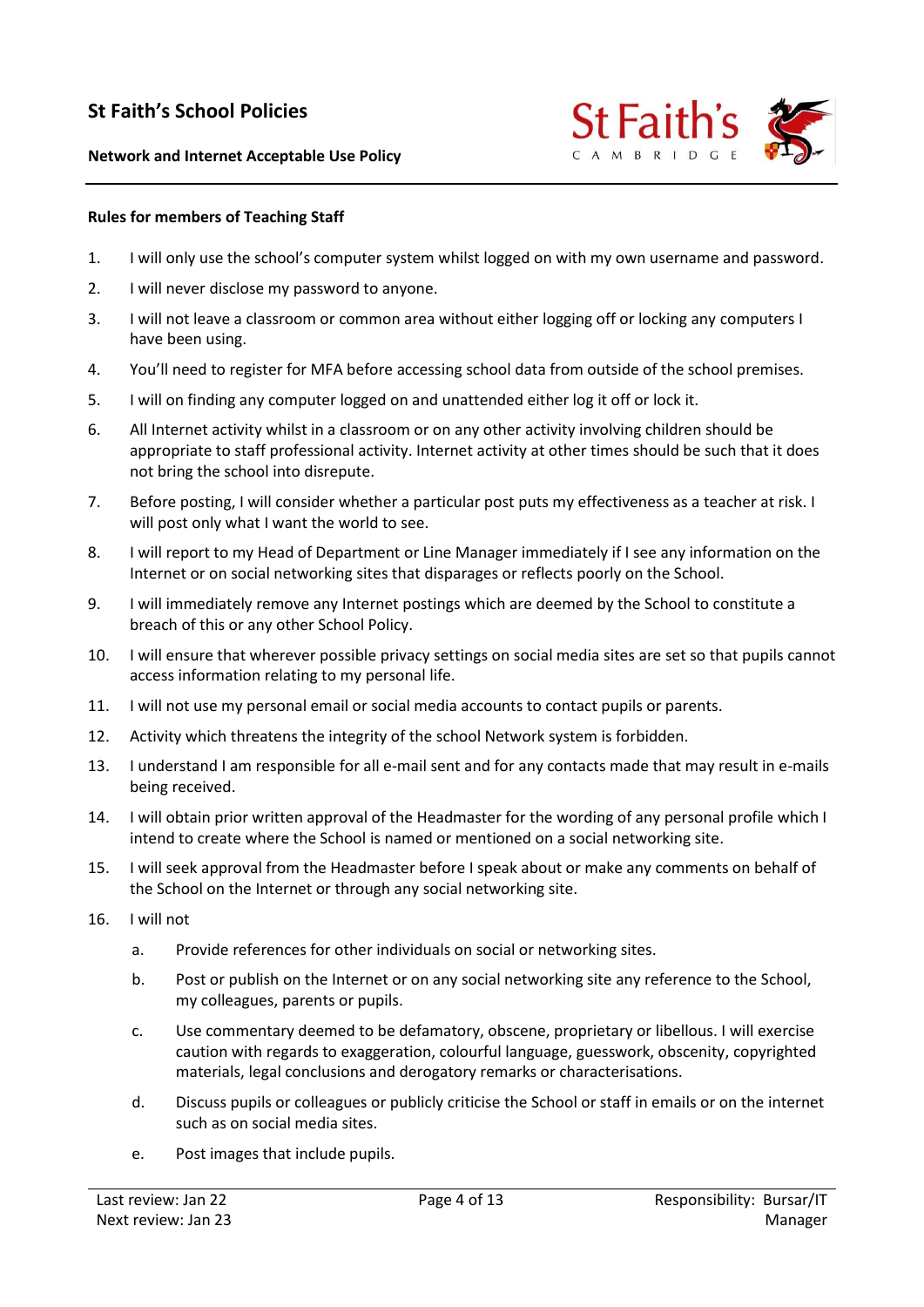**Rules for members of Teaching Staff**

1. I will only use the school's computer system whilst logged on with my own username and password.
2. I will never disclose my password to anyone.
3. I will not leave a classroom or common area without either logging off or locking any computers I have been using.
4. You'll need to register for MFA before accessing school data from outside of the school premises.
5. I will on finding any computer logged on and unattended either log it off or lock it.
6. All Internet activity whilst in a classroom or on any other activity involving children should be appropriate to staff professional activity. Internet activity at other times should be such that it does not bring the school into disrepute.
7. Before posting, I will consider whether a particular post puts my effectiveness as a teacher at risk. I will post only what I want the world to see.
8. I will report to my Head of Department or Line Manager immediately if I see any information on the Internet or on social networking sites that disparages or reflects poorly on the School.
9. I will immediately remove any Internet postings which are deemed by the School to constitute a breach of this or any other School Policy.
10. I will ensure that wherever possible privacy settings on social media sites are set so that pupils cannot access information relating to my personal life.
11. I will not use my personal email or social media accounts to contact pupils or parents.
12. Activity which threatens the integrity of the school Network system is forbidden.
13. I understand I am responsible for all e-mail sent and for any contacts made that may result in e-mails being received.
14. I will obtain prior written approval of the Headmaster for the wording of any personal profile which I intend to create where the School is named or mentioned on a social networking site.
15. I will seek approval from the Headmaster before I speak about or make any comments on behalf of the School on the Internet or through any social networking site.
16. I will not
    a. Provide references for other individuals on social or networking sites.
    b. Post or publish on the Internet or on any social networking site any reference to the School, my colleagues, parents or pupils.
    c. Use commentary deemed to be defamatory, obscene, proprietary or libellous. I will exercise caution with regards to exaggeration, colourful language, guesswork, obscenity, copyrighted materials, legal conclusions and derogatory remarks or characterisations.
    d. Discuss pupils or colleagues or publicly criticise the School or staff in emails or on the internet such as on social media sites.
    e. Post images that include pupils.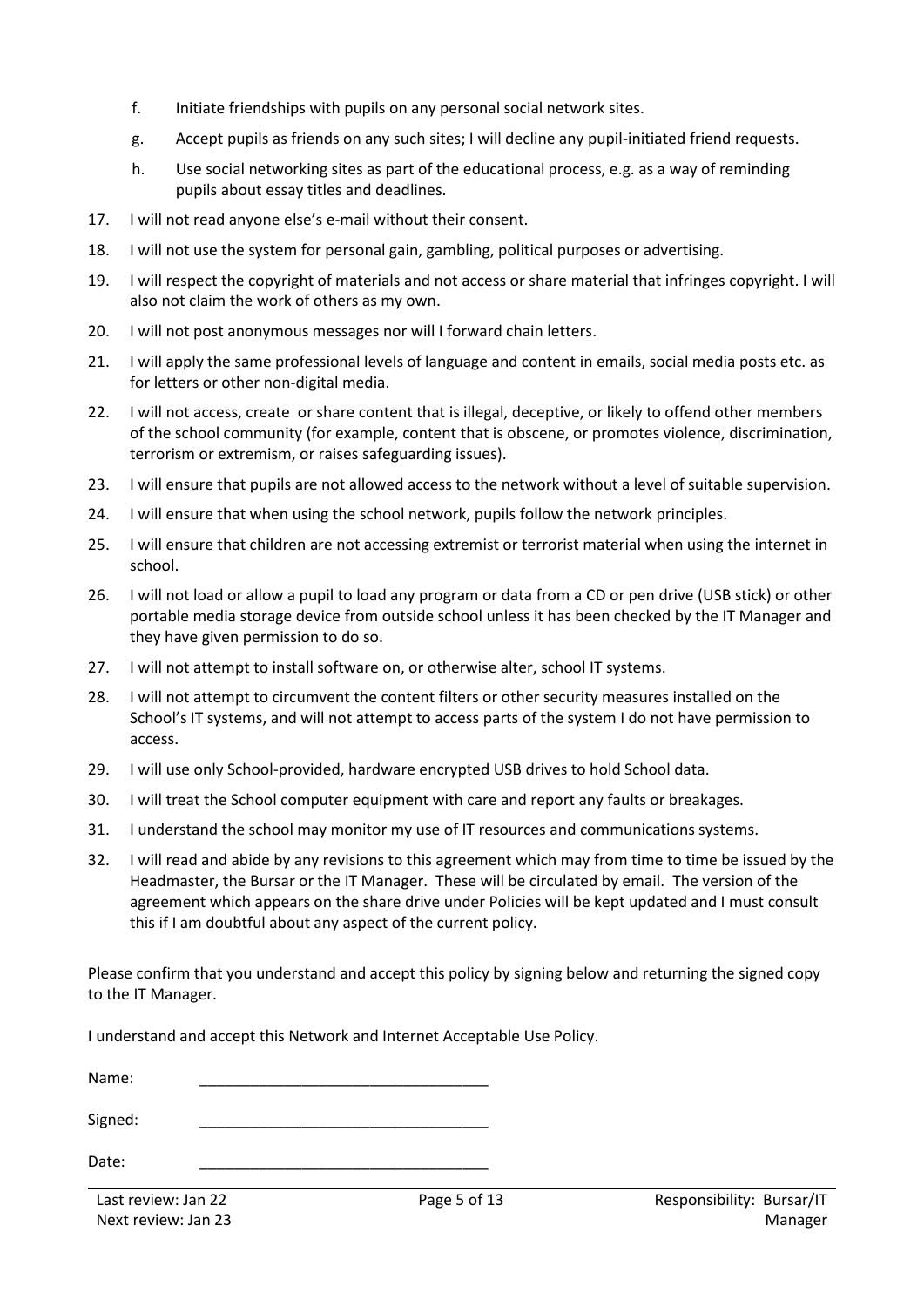f. Initiate friendships with pupils on any personal social network sites.

g. Accept pupils as friends on any such sites; I will decline any pupil-initiated friend requests.

h. Use social networking sites as part of the educational process, e.g. as a way of reminding pupils about essay titles and deadlines.

17. I will not read anyone else's e-mail without their consent.
18. I will not use the system for personal gain, gambling, political purposes or advertising.
19. I will respect the copyright of materials and not access or share material that infringes copyright. I will also not claim the work of others as my own.
20. I will not post anonymous messages nor will I forward chain letters.
21. I will apply the same professional levels of language and content in emails, social media posts etc. as for letters or other non-digital media.
22. I will not access, create or share content that is illegal, deceptive, or likely to offend other members of the school community (for example, content that is obscene, or promotes violence, discrimination, terrorism or extremism, or raises safeguarding issues).
23. I will ensure that pupils are not allowed access to the network without a level of suitable supervision.
24. I will ensure that when using the school network, pupils follow the network principles.
25. I will ensure that children are not accessing extremist or terrorist material when using the internet in school.
26. I will not load or allow a pupil to load any program or data from a CD or pen drive (USB stick) or other portable media storage device from outside school unless it has been checked by the IT Manager and they have given permission to do so.
27. I will not attempt to install software on, or otherwise alter, school IT systems.
28. I will not attempt to circumvent the content filters or other security measures installed on the School's IT systems, and will not attempt to access parts of the system I do not have permission to access.
29. I will use only School-provided, hardware encrypted USB drives to hold School data.
30. I will treat the School computer equipment with care and report any faults or breakages.
31. I understand the school may monitor my use of IT resources and communications systems.
32. I will read and abide by any revisions to this agreement which may from time to time be issued by the Headmaster, the Bursar or the IT Manager. These will be circulated by email. The version of the agreement which appears on the share drive under Policies will be kept updated and I must consult this if I am doubtful about any aspect of the current policy.

Please confirm that you understand and accept this policy by signing below and returning the signed copy to the IT Manager.

I understand and accept this Network and Internet Acceptable Use Policy.

Name: ___________________________________

Signed: ___________________________________

Date: ___________________________________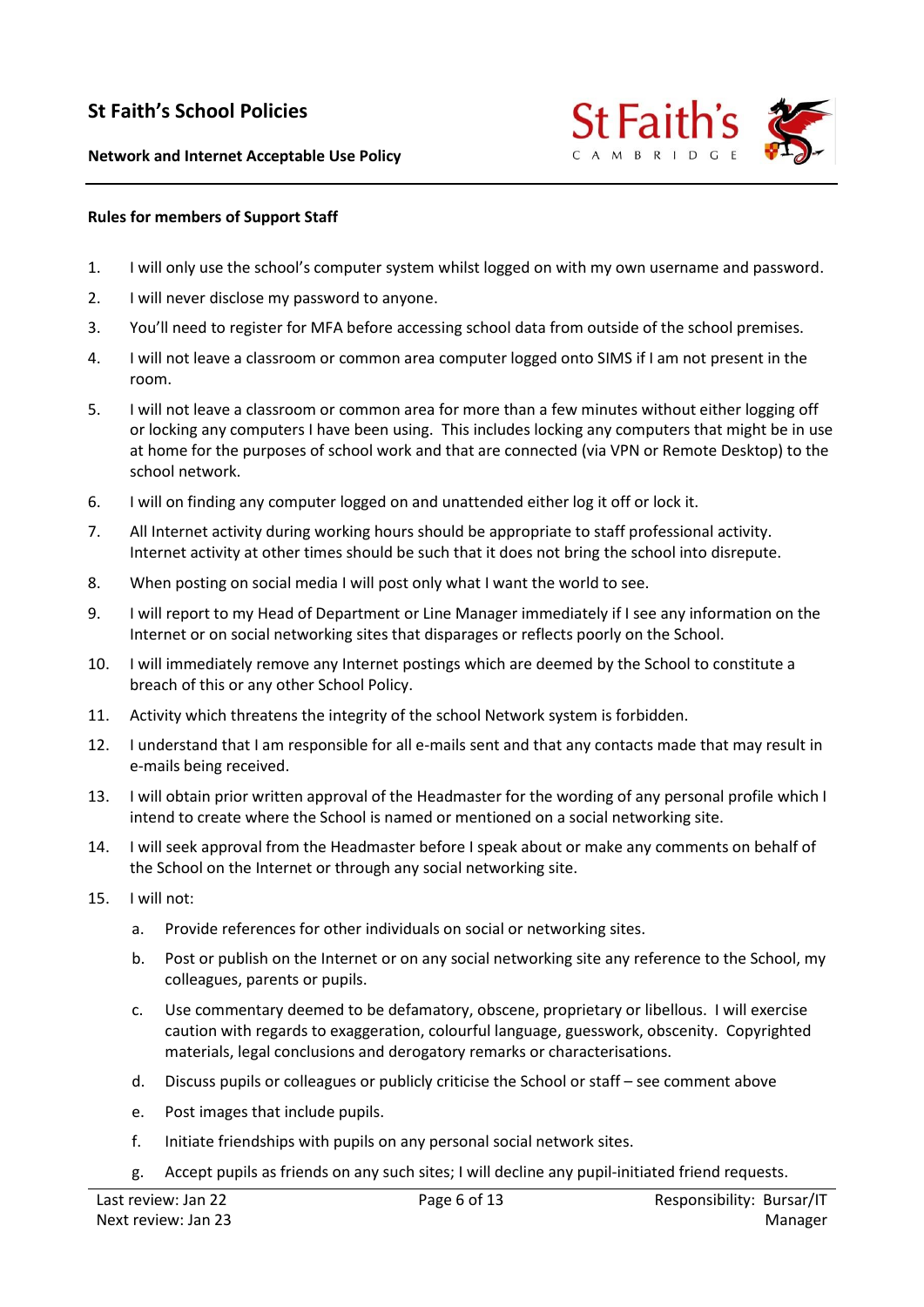**Rules for members of Support Staff**

1. I will only use the school's computer system whilst logged on with my own username and password.
2. I will never disclose my password to anyone.
3. You'll need to register for MFA before accessing school data from outside of the school premises.
4. I will not leave a classroom or common area computer logged onto SIMS if I am not present in the room.
5. I will not leave a classroom or common area for more than a few minutes without either logging off or locking any computers I have been using. This includes locking any computers that might be in use at home for the purposes of school work and that are connected (via VPN or Remote Desktop) to the school network.
6. I will on finding any computer logged on and unattended either log it off or lock it.
7. All Internet activity during working hours should be appropriate to staff professional activity. Internet activity at other times should be such that it does not bring the school into disrepute.
8. When posting on social media I will post only what I want the world to see.
9. I will report to my Head of Department or Line Manager immediately if I see any information on the Internet or on social networking sites that disparages or reflects poorly on the School.
10. I will immediately remove any Internet postings which are deemed by the School to constitute a breach of this or any other School Policy.
11. Activity which threatens the integrity of the school Network system is forbidden.
12. I understand that I am responsible for all e-mails sent and that any contacts made that may result in e-mails being received.
13. I will obtain prior written approval of the Headmaster for the wording of any personal profile which I intend to create where the School is named or mentioned on a social networking site.
14. I will seek approval from the Headmaster before I speak about or make any comments on behalf of the School on the Internet or through any social networking site.
15. I will not:
    a. Provide references for other individuals on social or networking sites.
    b. Post or publish on the Internet or on any social networking site any reference to the School, my colleagues, parents or pupils.
    c. Use commentary deemed to be defamatory, obscene, proprietary or libellous. I will exercise caution with regards to exaggeration, colourful language, guesswork, obscenity. Copyrighted materials, legal conclusions and derogatory remarks or characterisations.
    d. Discuss pupils or colleagues or publicly criticise the School or staff – see comment above
    e. Post images that include pupils.
    f. Initiate friendships with pupils on any personal social network sites.
    g. Accept pupils as friends on any such sites; I will decline any pupil-initiated friend requests.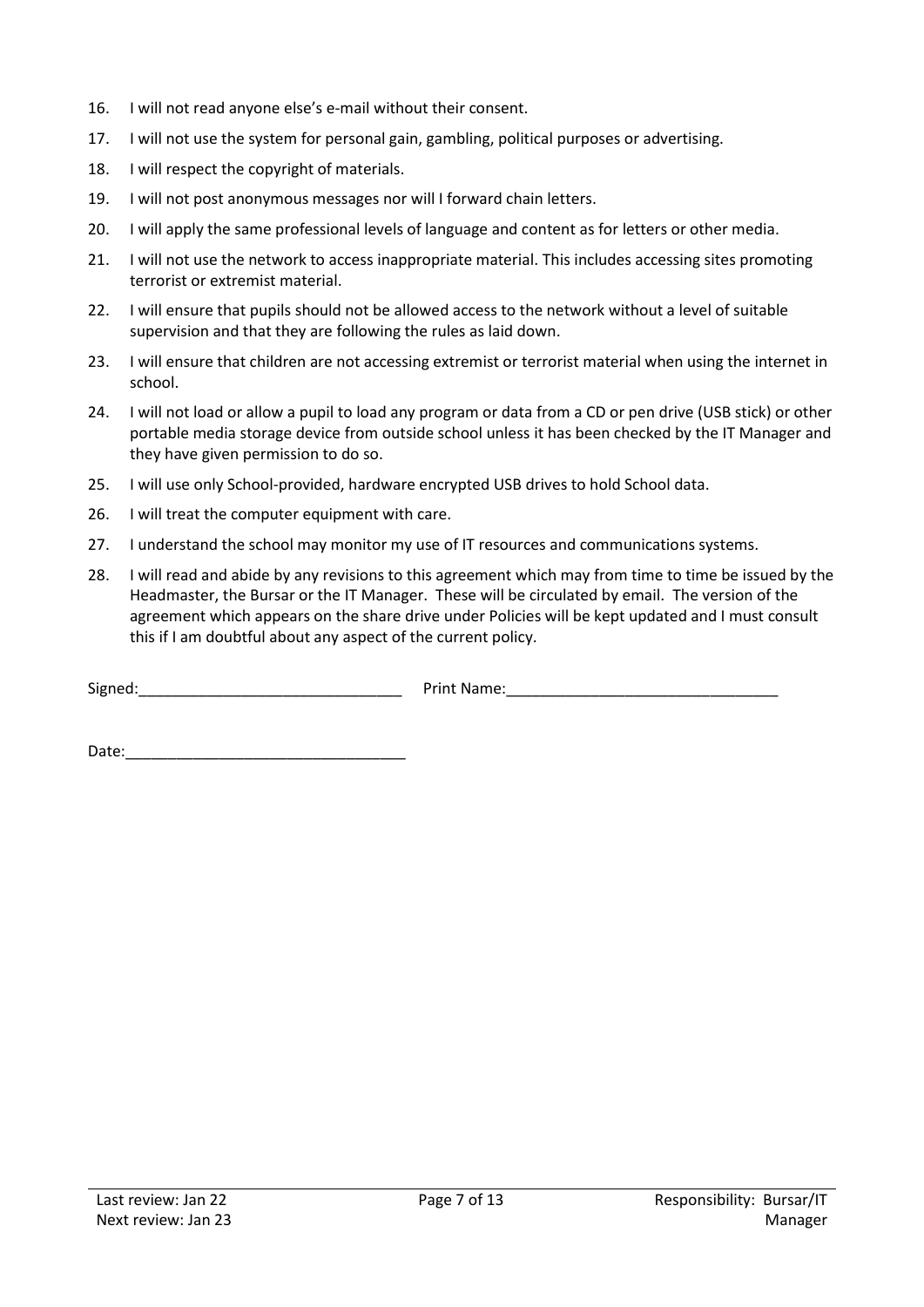16. I will not read anyone else's e-mail without their consent.
17. I will not use the system for personal gain, gambling, political purposes or advertising.
18. I will respect the copyright of materials.
19. I will not post anonymous messages nor will I forward chain letters.
20. I will apply the same professional levels of language and content as for letters or other media.
21. I will not use the network to access inappropriate material. This includes accessing sites promoting terrorist or extremist material.
22. I will ensure that pupils should not be allowed access to the network without a level of suitable supervision and that they are following the rules as laid down.
23. I will ensure that children are not accessing extremist or terrorist material when using the internet in school.
24. I will not load or allow a pupil to load any program or data from a CD or pen drive (USB stick) or other portable media storage device from outside school unless it has been checked by the IT Manager and they have given permission to do so.
25. I will use only School-provided, hardware encrypted USB drives to hold School data.
26. I will treat the computer equipment with care.
27. I understand the school may monitor my use of IT resources and communications systems.
28. I will read and abide by any revisions to this agreement which may from time to time be issued by the Headmaster, the Bursar or the IT Manager. These will be circulated by email. The version of the agreement which appears on the share drive under Policies will be kept updated and I must consult this if I am doubtful about any aspect of the current policy.

Signed:_______________________________ Print Name:________________________________

Date:_________________________________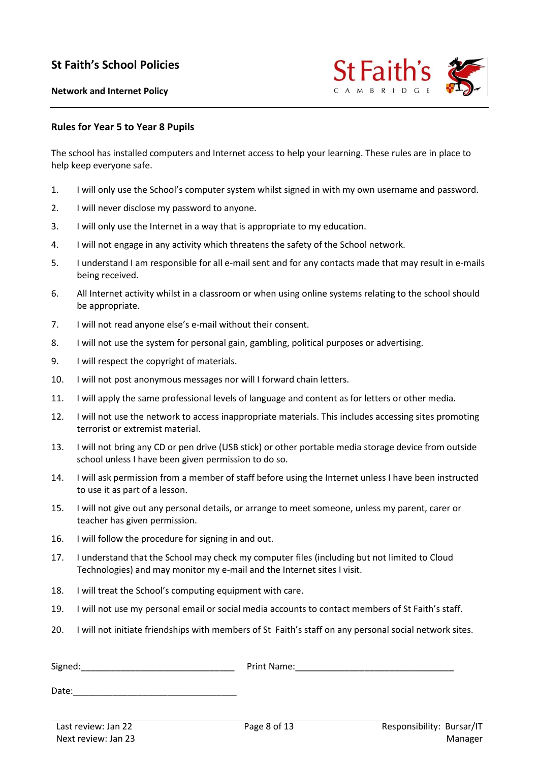## Rules for Year 5 to Year 8 Pupils

The school has installed computers and Internet access to help your learning. These rules are in place to help keep everyone safe.

1. I will only use the School's computer system whilst signed in with my own username and password.
2. I will never disclose my password to anyone.
3. I will only use the Internet in a way that is appropriate to my education.
4. I will not engage in any activity which threatens the safety of the School network.
5. I understand I am responsible for all e-mail sent and for any contacts made that may result in e-mails being received.
6. All Internet activity whilst in a classroom or when using online systems relating to the school should be appropriate.
7. I will not read anyone else's e-mail without their consent.
8. I will not use the system for personal gain, gambling, political purposes or advertising.
9. I will respect the copyright of materials.
10. I will not post anonymous messages nor will I forward chain letters.
11. I will apply the same professional levels of language and content as for letters or other media.
12. I will not use the network to access inappropriate materials. This includes accessing sites promoting terrorist or extremist material.
13. I will not bring any CD or pen drive (USB stick) or other portable media storage device from outside school unless I have been given permission to do so.
14. I will ask permission from a member of staff before using the Internet unless I have been instructed to use it as part of a lesson.
15. I will not give out any personal details, or arrange to meet someone, unless my parent, carer or teacher has given permission.
16. I will follow the procedure for signing in and out.
17. I understand that the School may check my computer files (including but not limited to Cloud Technologies) and may monitor my e-mail and the Internet sites I visit.
18. I will treat the School's computing equipment with care.
19. I will not use my personal email or social media accounts to contact members of St Faith's staff.
20. I will not initiate friendships with members of St Faith's staff on any personal social network sites.

Signed:_______________________________ Print Name:_______________________________

Date:_________________________________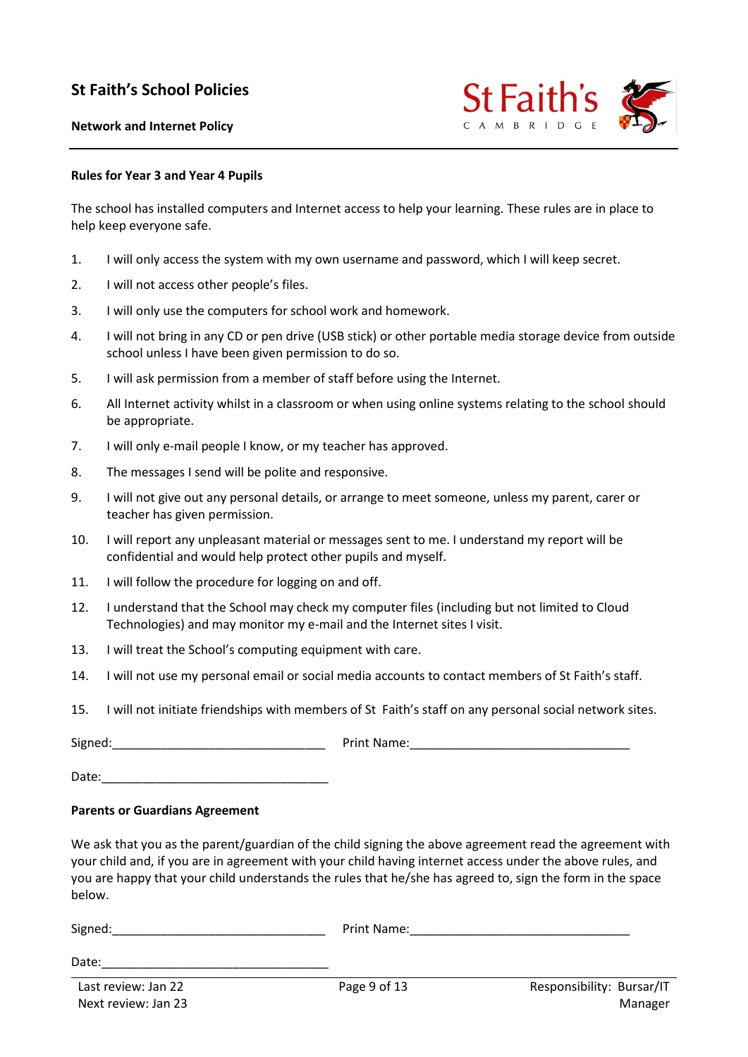## Rules for Year 3 and Year 4 Pupils

The school has installed computers and Internet access to help your learning. These rules are in place to help keep everyone safe.

1. I will only access the system with my own username and password, which I will keep secret.
2. I will not access other people's files.
3. I will only use the computers for school work and homework.
4. I will not bring in any CD or pen drive (USB stick) or other portable media storage device from outside school unless I have been given permission to do so.
5. I will ask permission from a member of staff before using the Internet.
6. All Internet activity whilst in a classroom or when using online systems relating to the school should be appropriate.
7. I will only e-mail people I know, or my teacher has approved.
8. The messages I send will be polite and responsive.
9. I will not give out any personal details, or arrange to meet someone, unless my parent, carer or teacher has given permission.
10. I will report any unpleasant material or messages sent to me. I understand my report will be confidential and would help protect other pupils and myself.
11. I will follow the procedure for logging on and off.
12. I understand that the School may check my computer files (including but not limited to Cloud Technologies) and may monitor my e-mail and the Internet sites I visit.
13. I will treat the School's computing equipment with care.
14. I will not use my personal email or social media accounts to contact members of St Faith's staff.
15. I will not initiate friendships with members of St Faith's staff on any personal social network sites.

Signed:_______________________________ Print Name:________________________________

Date:_________________________________

## Parents or Guardians Agreement

We ask that you as the parent/guardian of the child signing the above agreement read the agreement with your child and, if you are in agreement with your child having internet access under the above rules, and you are happy that your child understands the rules that he/she has agreed to, sign the form in the space below.

Signed:_______________________________ Print Name:________________________________

Date:_________________________________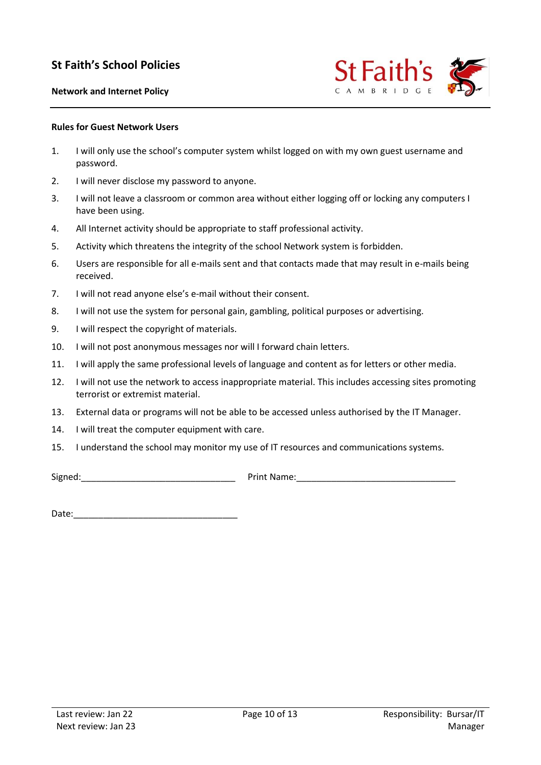### Rules for Guest Network Users

1. I will only use the school's computer system whilst logged on with my own guest username and password.
2. I will never disclose my password to anyone.
3. I will not leave a classroom or common area without either logging off or locking any computers I have been using.
4. All Internet activity should be appropriate to staff professional activity.
5. Activity which threatens the integrity of the school Network system is forbidden.
6. Users are responsible for all e-mails sent and that contacts made that may result in e-mails being received.
7. I will not read anyone else's e-mail without their consent.
8. I will not use the system for personal gain, gambling, political purposes or advertising.
9. I will respect the copyright of materials.
10. I will not post anonymous messages nor will I forward chain letters.
11. I will apply the same professional levels of language and content as for letters or other media.
12. I will not use the network to access inappropriate material. This includes accessing sites promoting terrorist or extremist material.
13. External data or programs will not be able to be accessed unless authorised by the IT Manager.
14. I will treat the computer equipment with care.
15. I understand the school may monitor my use of IT resources and communications systems.

Signed:_______________________________ Print Name:________________________________

Date:_________________________________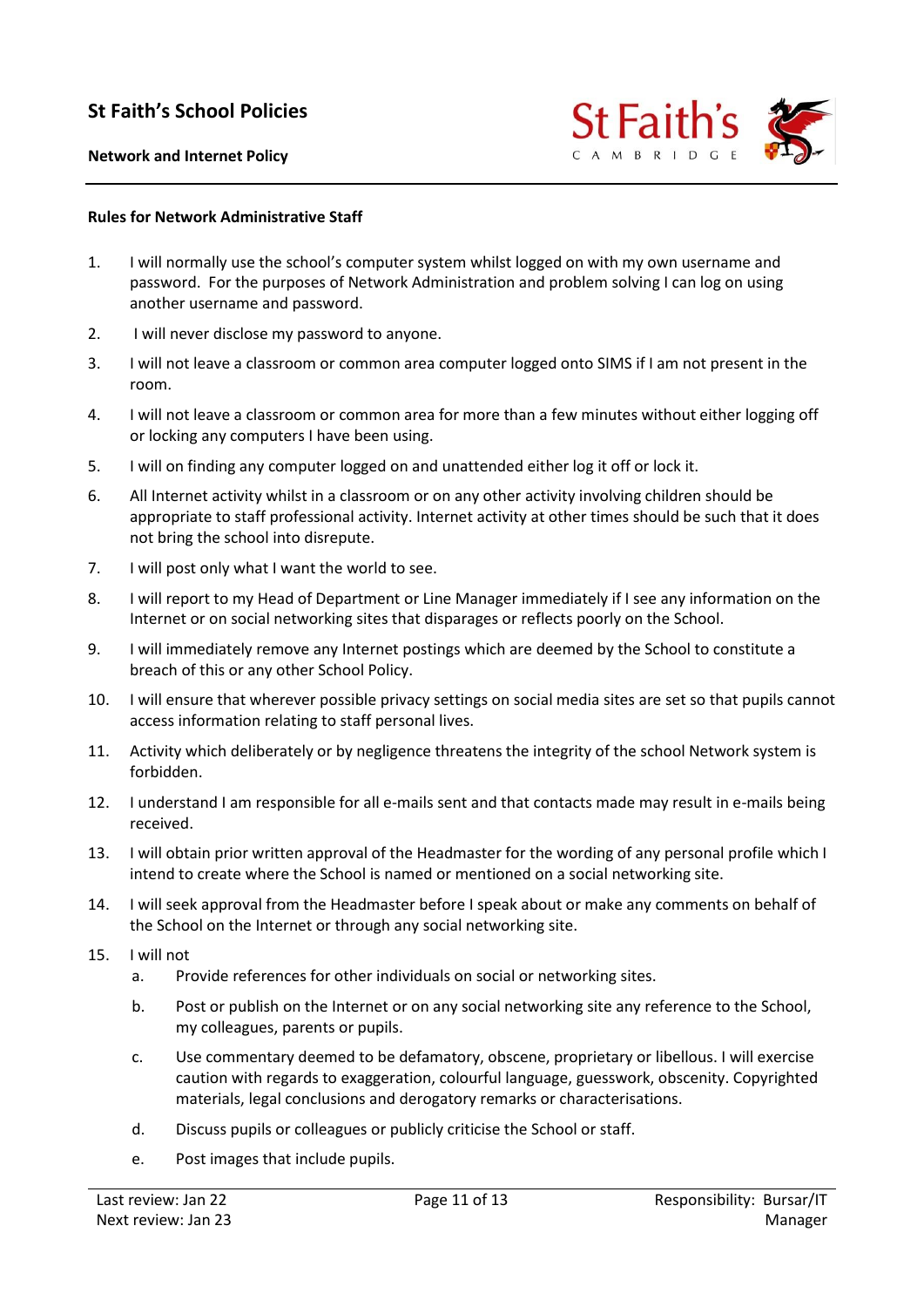### Rules for Network Administrative Staff

1. I will normally use the school's computer system whilst logged on with my own username and password. For the purposes of Network Administration and problem solving I can log on using another username and password.
2. I will never disclose my password to anyone.
3. I will not leave a classroom or common area computer logged onto SIMS if I am not present in the room.
4. I will not leave a classroom or common area for more than a few minutes without either logging off or locking any computers I have been using.
5. I will on finding any computer logged on and unattended either log it off or lock it.
6. All Internet activity whilst in a classroom or on any other activity involving children should be appropriate to staff professional activity. Internet activity at other times should be such that it does not bring the school into disrepute.
7. I will post only what I want the world to see.
8. I will report to my Head of Department or Line Manager immediately if I see any information on the Internet or on social networking sites that disparages or reflects poorly on the School.
9. I will immediately remove any Internet postings which are deemed by the School to constitute a breach of this or any other School Policy.
10. I will ensure that wherever possible privacy settings on social media sites are set so that pupils cannot access information relating to staff personal lives.
11. Activity which deliberately or by negligence threatens the integrity of the school Network system is forbidden.
12. I understand I am responsible for all e-mails sent and that contacts made may result in e-mails being received.
13. I will obtain prior written approval of the Headmaster for the wording of any personal profile which I intend to create where the School is named or mentioned on a social networking site.
14. I will seek approval from the Headmaster before I speak about or make any comments on behalf of the School on the Internet or through any social networking site.
15. I will not
    a. Provide references for other individuals on social or networking sites.
    b. Post or publish on the Internet or on any social networking site any reference to the School, my colleagues, parents or pupils.
    c. Use commentary deemed to be defamatory, obscene, proprietary or libellous. I will exercise caution with regards to exaggeration, colourful language, guesswork, obscenity. Copyrighted materials, legal conclusions and derogatory remarks or characterisations.
    d. Discuss pupils or colleagues or publicly criticise the School or staff.
    e. Post images that include pupils.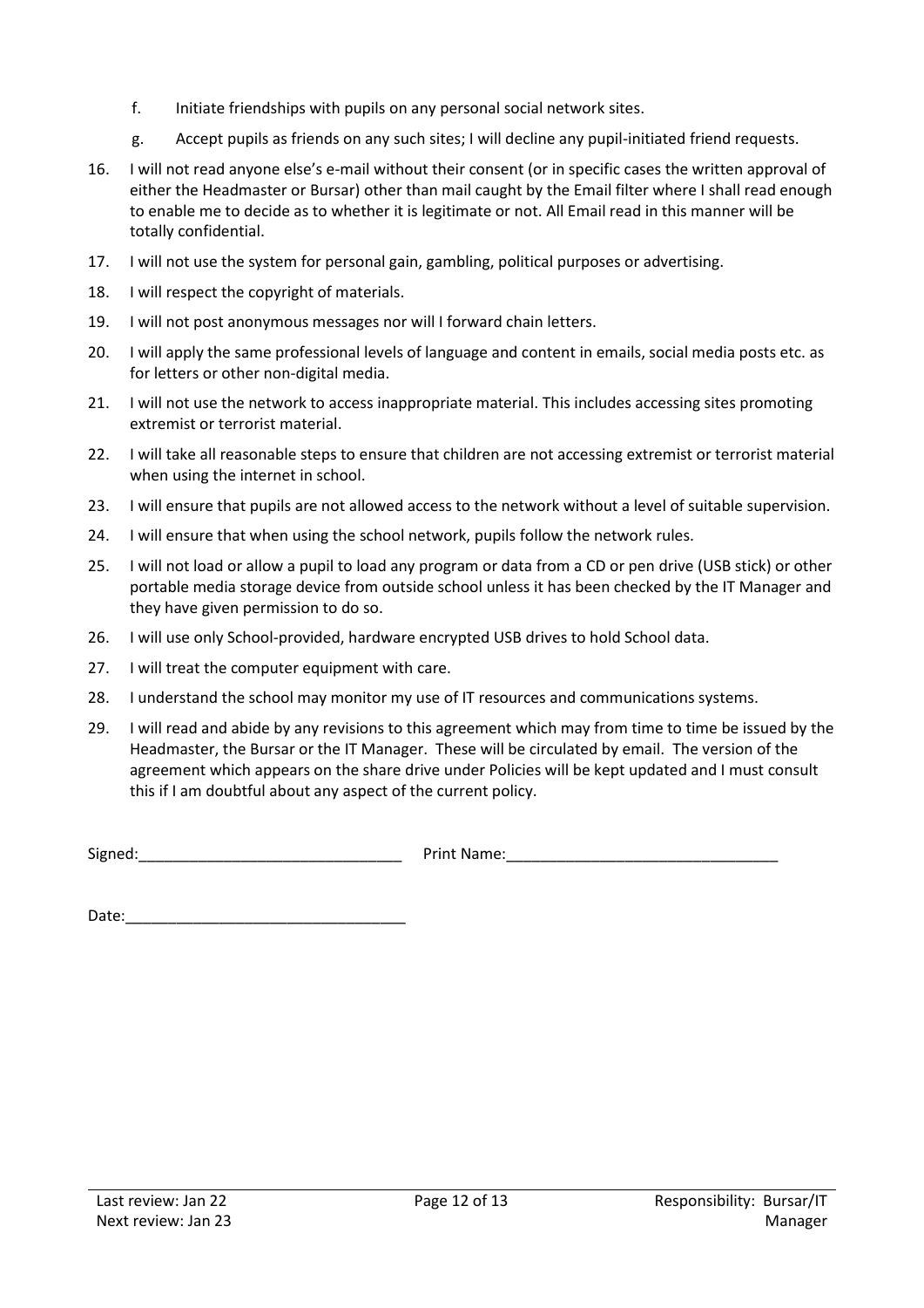f. Initiate friendships with pupils on any personal social network sites.

g. Accept pupils as friends on any such sites; I will decline any pupil-initiated friend requests.

16. I will not read anyone else's e-mail without their consent (or in specific cases the written approval of either the Headmaster or Bursar) other than mail caught by the Email filter where I shall read enough to enable me to decide as to whether it is legitimate or not. All Email read in this manner will be totally confidential.
17. I will not use the system for personal gain, gambling, political purposes or advertising.
18. I will respect the copyright of materials.
19. I will not post anonymous messages nor will I forward chain letters.
20. I will apply the same professional levels of language and content in emails, social media posts etc. as for letters or other non-digital media.
21. I will not use the network to access inappropriate material. This includes accessing sites promoting extremist or terrorist material.
22. I will take all reasonable steps to ensure that children are not accessing extremist or terrorist material when using the internet in school.
23. I will ensure that pupils are not allowed access to the network without a level of suitable supervision.
24. I will ensure that when using the school network, pupils follow the network rules.
25. I will not load or allow a pupil to load any program or data from a CD or pen drive (USB stick) or other portable media storage device from outside school unless it has been checked by the IT Manager and they have given permission to do so.
26. I will use only School-provided, hardware encrypted USB drives to hold School data.
27. I will treat the computer equipment with care.
28. I understand the school may monitor my use of IT resources and communications systems.
29. I will read and abide by any revisions to this agreement which may from time to time be issued by the Headmaster, the Bursar or the IT Manager. These will be circulated by email. The version of the agreement which appears on the share drive under Policies will be kept updated and I must consult this if I am doubtful about any aspect of the current policy.

Signed:\_\_\_\_\_\_\_\_\_\_\_\_\_\_\_\_\_\_\_\_\_\_\_\_\_\_\_\_\_\_ Print Name:\_\_\_\_\_\_\_\_\_\_\_\_\_\_\_\_\_\_\_\_\_\_\_\_\_\_\_\_\_\_\_

Date:\_\_\_\_\_\_\_\_\_\_\_\_\_\_\_\_\_\_\_\_\_\_\_\_\_\_\_\_\_\_\_\_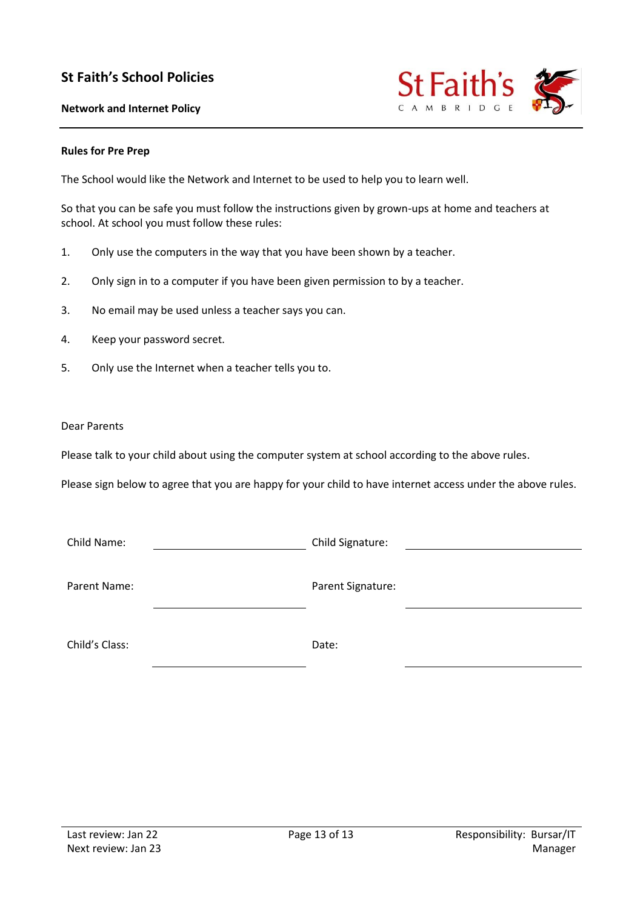### Rules for Pre Prep

The School would like the Network and Internet to be used to help you to learn well.

So that you can be safe you must follow the instructions given by grown-ups at home and teachers at school. At school you must follow these rules:

1. Only use the computers in the way that you have been shown by a teacher.
2. Only sign in to a computer if you have been given permission to by a teacher.
3. No email may be used unless a teacher says you can.
4. Keep your password secret.
5. Only use the Internet when a teacher tells you to.

Dear Parents

Please talk to your child about using the computer system at school according to the above rules.

Please sign below to agree that you are happy for your child to have internet access under the above rules.

| | | | |
|---|---|---|---|
| Child Name: | | Child Signature: | |
| Parent Name: | | Parent Signature: | |
| Child's Class: | | Date: | |

Last review: Jan 22
Next review: Jan 23

Responsibility: Bursar/IT Manager